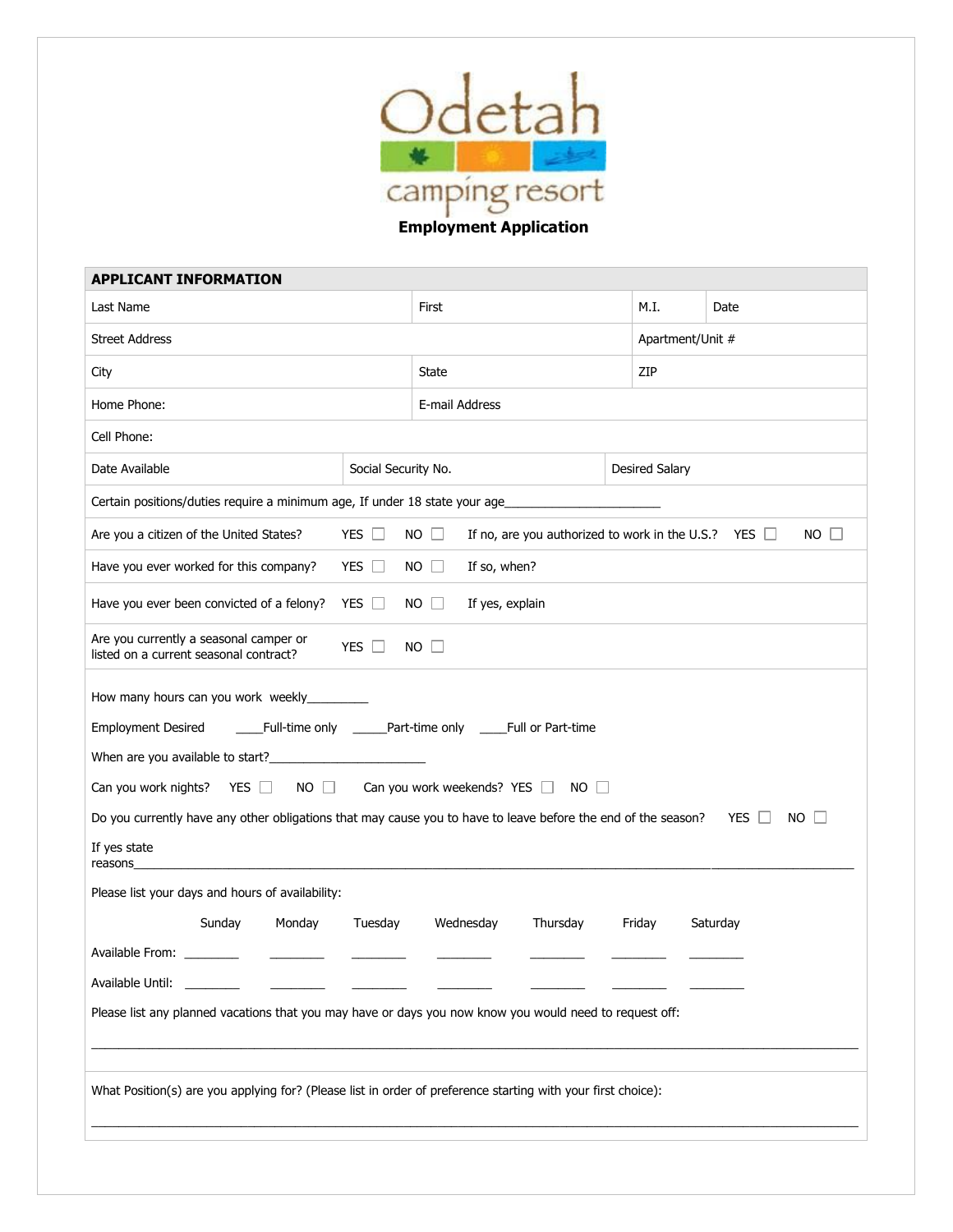# Odetah camping resort

## Employment Application

| APPLICANT INFORMATION | | | |
|---|---|---|---|
| Last Name | First | M.I. | Date |
| Street Address | | Apartment/Unit # | |
| City | State | ZIP | |
| Home Phone: | E-mail Address | | |
| Cell Phone: | | | |
| Date Available | Social Security No. | Desired Salary | |

Certain positions/duties require a minimum age, If under 18 state your age______________________

Are you a citizen of the United States? YES ☐ NO ☐ If no, are you authorized to work in the U.S.? YES ☐ NO ☐

Have you ever worked for this company? YES ☐ NO ☐ If so, when?

Have you ever been convicted of a felony? YES ☐ NO ☐ If yes, explain

Are you currently a seasonal camper or listed on a current seasonal contract? YES ☐ NO ☐

How many hours can you work weekly_________

Employment Desired ____Full-time only _____Part-time only ____Full or Part-time

When are you available to start?_______________________

Can you work nights? YES ☐ NO ☐ Can you work weekends? YES ☐ NO ☐

Do you currently have any other obligations that may cause you to have to leave before the end of the season? YES ☐ NO ☐

If yes state reasons________________________________________________________________________________________________

Please list your days and hours of availability:

| | Sunday | Monday | Tuesday | Wednesday | Thursday | Friday | Saturday |
|---|---|---|---|---|---|---|---|
| Available From: | ________ | ________ | ________ | ________ | ________ | ________ | ________ |
| Available Until: | ________ | ________ | ________ | ________ | ________ | ________ | ________ |

Please list any planned vacations that you may have or days you now know you would need to request off:

________________________________________________________________________________________________

What Position(s) are you applying for? (Please list in order of preference starting with your first choice):

________________________________________________________________________________________________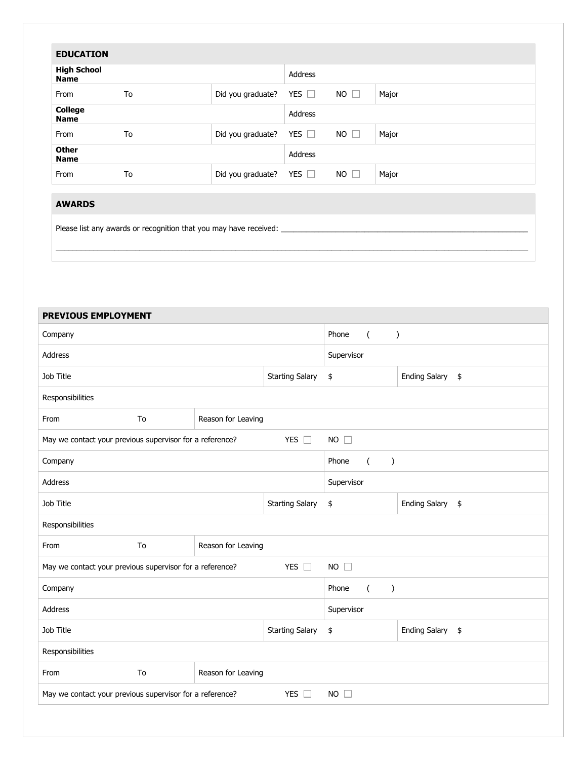## EDUCATION

| | | | | | |
|---|---|---|---|---|---|
| **High School Name** | | | Address | | |
| From | To | Did you graduate? | YES ☐ | NO ☐ | Major |
| **College Name** | | | Address | | |
| From | To | Did you graduate? | YES ☐ | NO ☐ | Major |
| **Other Name** | | | Address | | |
| From | To | Did you graduate? | YES ☐ | NO ☐ | Major |

## AWARDS

Please list any awards or recognition that you may have received: ____________________________________________

______________________________________________________________________________

## PREVIOUS EMPLOYMENT

| | | | | |
|---|---|---|---|---|
| Company | | | Phone ( ) | |
| Address | | | Supervisor | |
| Job Title | | Starting Salary | $ | Ending Salary $ |
| Responsibilities | | | | |
| From | To | Reason for Leaving | | |
| May we contact your previous supervisor for a reference? | | YES ☐ | NO ☐ | |
| Company | | | Phone ( ) | |
| Address | | | Supervisor | |
| Job Title | | Starting Salary | $ | Ending Salary $ |
| Responsibilities | | | | |
| From | To | Reason for Leaving | | |
| May we contact your previous supervisor for a reference? | | YES ☐ | NO ☐ | |
| Company | | | Phone ( ) | |
| Address | | | Supervisor | |
| Job Title | | Starting Salary | $ | Ending Salary $ |
| Responsibilities | | | | |
| From | To | Reason for Leaving | | |
| May we contact your previous supervisor for a reference? | | YES ☐ | NO ☐ | |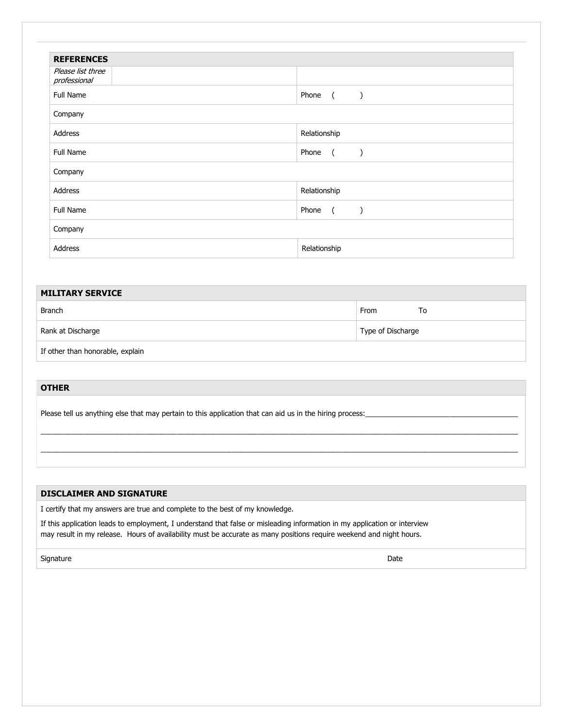## REFERENCES

| | |
|---|---|
| *Please list three professional* | |
| Full Name | Phone ( ) |
| Company | |
| Address | Relationship |
| Full Name | Phone ( ) |
| Company | |
| Address | Relationship |
| Full Name | Phone ( ) |
| Company | |
| Address | Relationship |

## MILITARY SERVICE

| | |
|---|---|
| Branch | From To |
| Rank at Discharge | Type of Discharge |
| If other than honorable, explain | |

## OTHER

Please tell us anything else that may pertain to this application that can aid us in the hiring process:_______________________________________

_______________________________________________________________________________________________________________

_______________________________________________________________________________________________________________

## DISCLAIMER AND SIGNATURE

I certify that my answers are true and complete to the best of my knowledge.

If this application leads to employment, I understand that false or misleading information in my application or interview may result in my release. Hours of availability must be accurate as many positions require weekend and night hours.

| | |
|---|---|
| Signature | Date |